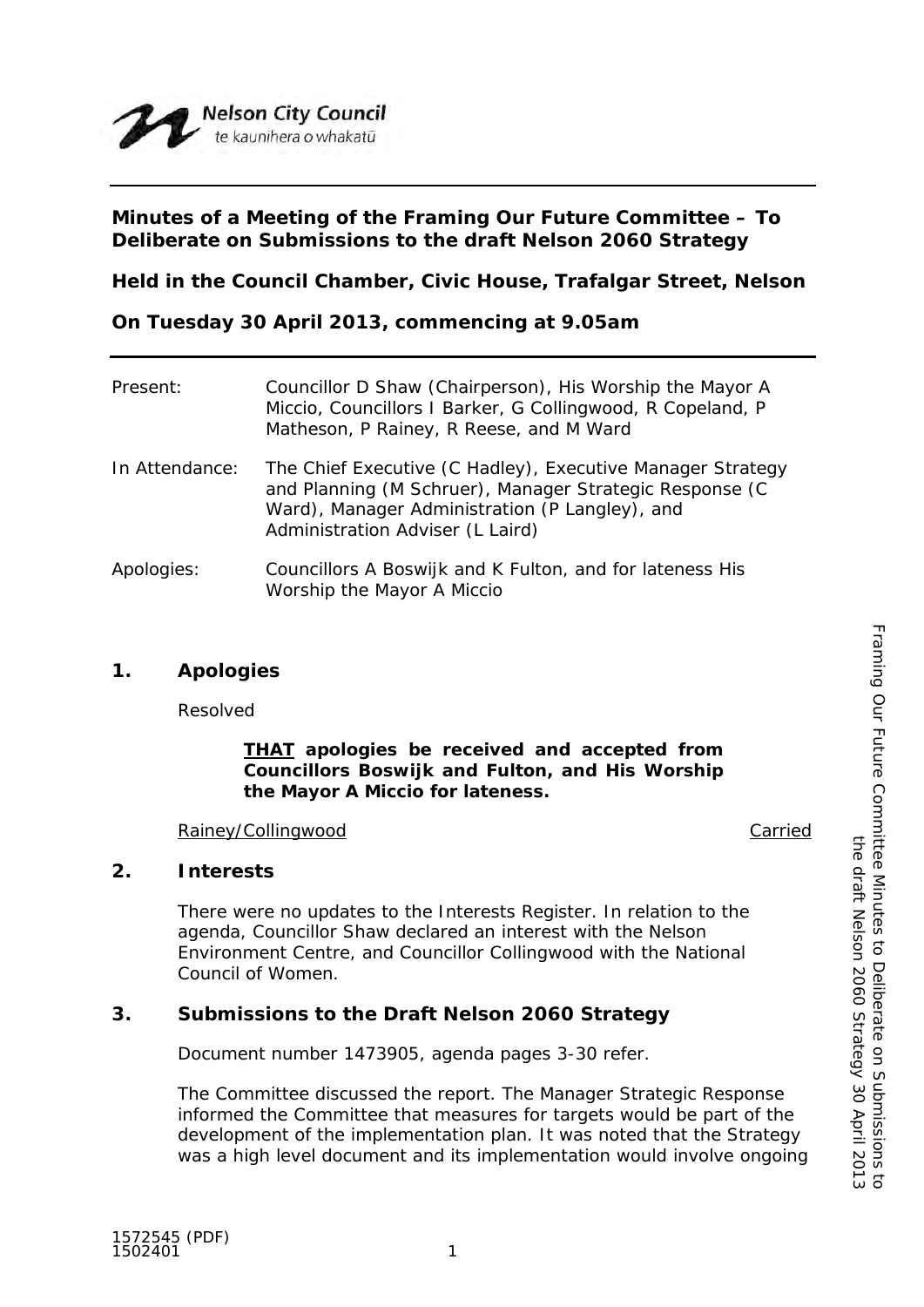Nelson City Council
te kaunihera o whakatū

**Minutes of a Meeting of the Framing Our Future Committee – To Deliberate on Submissions to the draft Nelson 2060 Strategy**

**Held in the Council Chamber, Civic House, Trafalgar Street, Nelson**

**On Tuesday 30 April 2013, commencing at 9.05am**

| | |
|---|---|
| Present: | Councillor D Shaw (Chairperson), His Worship the Mayor A Miccio, Councillors I Barker, G Collingwood, R Copeland, P Matheson, P Rainey, R Reese, and M Ward |
| In Attendance: | The Chief Executive (C Hadley), Executive Manager Strategy and Planning (M Schruer), Manager Strategic Response (C Ward), Manager Administration (P Langley), and Administration Adviser (L Laird) |
| Apologies: | Councillors A Boswijk and K Fulton, and for lateness His Worship the Mayor A Miccio |

## 1. Apologies

Resolved

> **<u>THAT</u> apologies be received and accepted from Councillors Boswijk and Fulton, and His Worship the Mayor A Miccio for lateness.**

<u>Rainey/Collingwood</u> <u>Carried</u>

## 2. Interests

There were no updates to the Interests Register. In relation to the agenda, Councillor Shaw declared an interest with the Nelson Environment Centre, and Councillor Collingwood with the National Council of Women.

## 3. Submissions to the Draft Nelson 2060 Strategy

Document number 1473905, agenda pages 3-30 refer.

The Committee discussed the report. The Manager Strategic Response informed the Committee that measures for targets would be part of the development of the implementation plan. It was noted that the Strategy was a high level document and its implementation would involve ongoing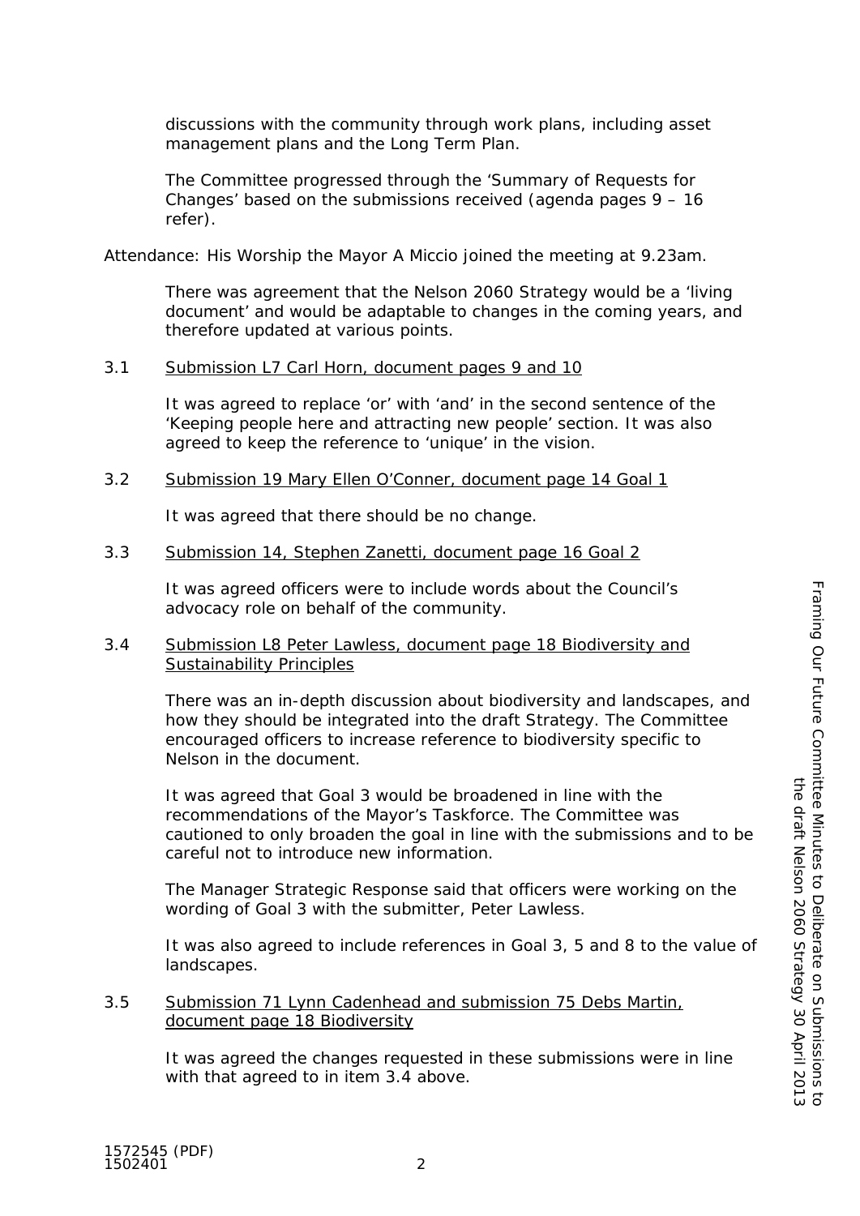discussions with the community through work plans, including asset management plans and the Long Term Plan.

The Committee progressed through the 'Summary of Requests for Changes' based on the submissions received (agenda pages 9 – 16 refer).

Attendance: His Worship the Mayor A Miccio joined the meeting at 9.23am.

There was agreement that the Nelson 2060 Strategy would be a 'living document' and would be adaptable to changes in the coming years, and therefore updated at various points.

3.1 Submission L7 Carl Horn, document pages 9 and 10

It was agreed to replace 'or' with 'and' in the second sentence of the 'Keeping people here and attracting new people' section. It was also agreed to keep the reference to 'unique' in the vision.

3.2 Submission 19 Mary Ellen O'Conner, document page 14 Goal 1

It was agreed that there should be no change.

3.3 Submission 14, Stephen Zanetti, document page 16 Goal 2

It was agreed officers were to include words about the Council's advocacy role on behalf of the community.

3.4 Submission L8 Peter Lawless, document page 18 Biodiversity and Sustainability Principles

There was an in-depth discussion about biodiversity and landscapes, and how they should be integrated into the draft Strategy. The Committee encouraged officers to increase reference to biodiversity specific to Nelson in the document.

It was agreed that Goal 3 would be broadened in line with the recommendations of the Mayor's Taskforce. The Committee was cautioned to only broaden the goal in line with the submissions and to be careful not to introduce new information.

The Manager Strategic Response said that officers were working on the wording of Goal 3 with the submitter, Peter Lawless.

It was also agreed to include references in Goal 3, 5 and 8 to the value of landscapes.

3.5 Submission 71 Lynn Cadenhead and submission 75 Debs Martin, document page 18 Biodiversity

It was agreed the changes requested in these submissions were in line with that agreed to in item 3.4 above.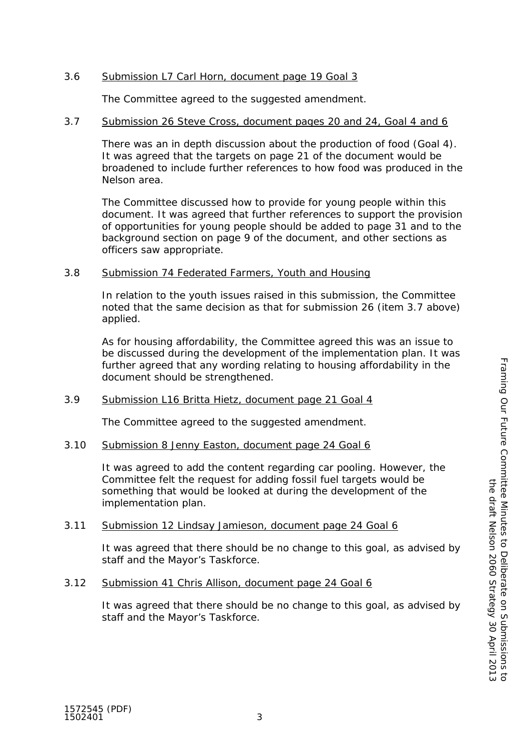3.6 Submission L7 Carl Horn, document page 19 Goal 3

The Committee agreed to the suggested amendment.

3.7 Submission 26 Steve Cross, document pages 20 and 24, Goal 4 and 6

There was an in depth discussion about the production of food (Goal 4). It was agreed that the targets on page 21 of the document would be broadened to include further references to how food was produced in the Nelson area.

The Committee discussed how to provide for young people within this document. It was agreed that further references to support the provision of opportunities for young people should be added to page 31 and to the background section on page 9 of the document, and other sections as officers saw appropriate.

3.8 Submission 74 Federated Farmers, Youth and Housing

In relation to the youth issues raised in this submission, the Committee noted that the same decision as that for submission 26 (item 3.7 above) applied.

As for housing affordability, the Committee agreed this was an issue to be discussed during the development of the implementation plan. It was further agreed that any wording relating to housing affordability in the document should be strengthened.

3.9 Submission L16 Britta Hietz, document page 21 Goal 4

The Committee agreed to the suggested amendment.

3.10 Submission 8 Jenny Easton, document page 24 Goal 6

It was agreed to add the content regarding car pooling. However, the Committee felt the request for adding fossil fuel targets would be something that would be looked at during the development of the implementation plan.

3.11 Submission 12 Lindsay Jamieson, document page 24 Goal 6

It was agreed that there should be no change to this goal, as advised by staff and the Mayor's Taskforce.

3.12 Submission 41 Chris Allison, document page 24 Goal 6

It was agreed that there should be no change to this goal, as advised by staff and the Mayor's Taskforce.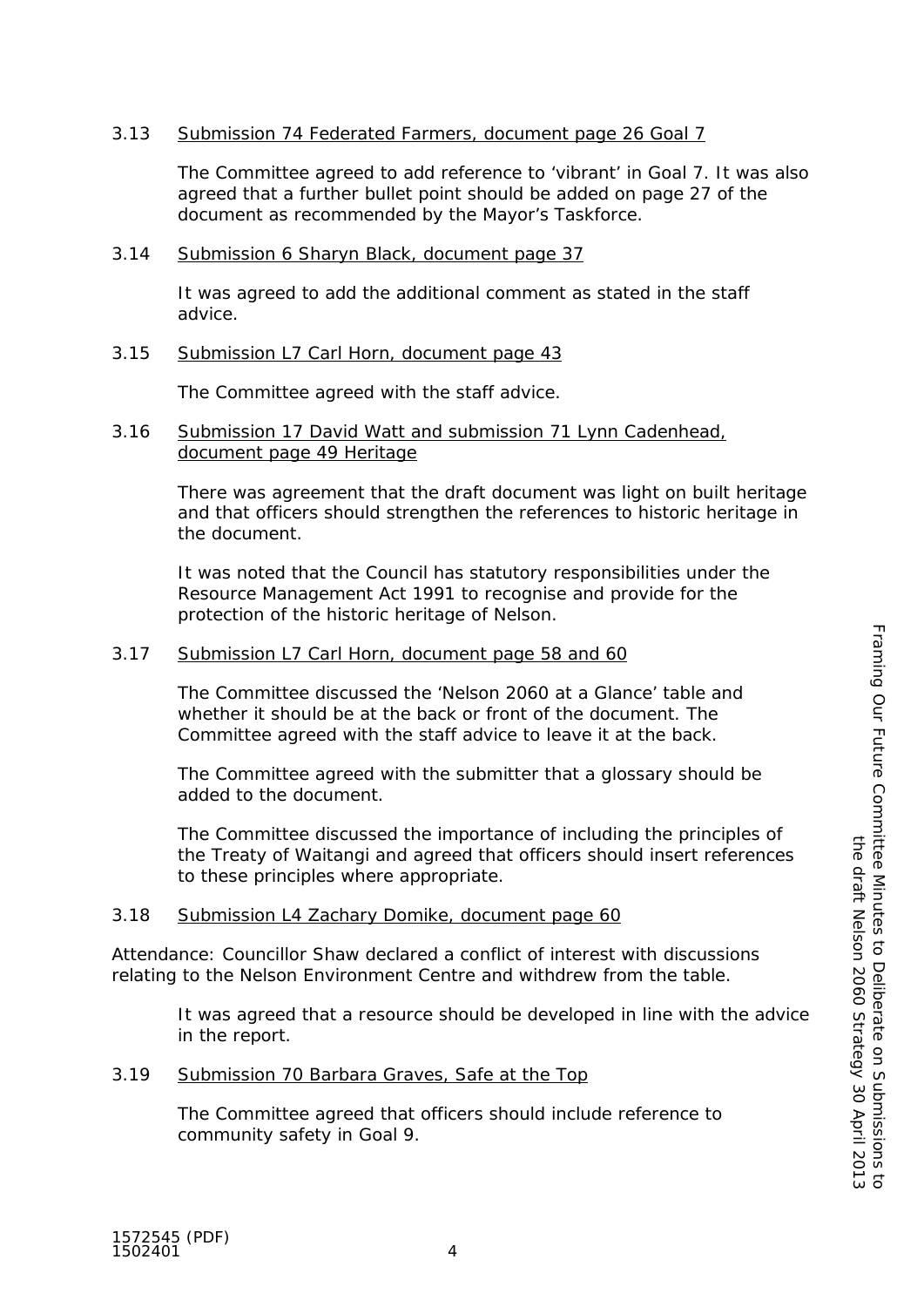3.13 Submission 74 Federated Farmers, document page 26 Goal 7

The Committee agreed to add reference to 'vibrant' in Goal 7. It was also agreed that a further bullet point should be added on page 27 of the document as recommended by the Mayor's Taskforce.

3.14 Submission 6 Sharyn Black, document page 37

It was agreed to add the additional comment as stated in the staff advice.

3.15 Submission L7 Carl Horn, document page 43

The Committee agreed with the staff advice.

3.16 Submission 17 David Watt and submission 71 Lynn Cadenhead, document page 49 Heritage

There was agreement that the draft document was light on built heritage and that officers should strengthen the references to historic heritage in the document.

It was noted that the Council has statutory responsibilities under the Resource Management Act 1991 to recognise and provide for the protection of the historic heritage of Nelson.

3.17 Submission L7 Carl Horn, document page 58 and 60

The Committee discussed the 'Nelson 2060 at a Glance' table and whether it should be at the back or front of the document. The Committee agreed with the staff advice to leave it at the back.

The Committee agreed with the submitter that a glossary should be added to the document.

The Committee discussed the importance of including the principles of the Treaty of Waitangi and agreed that officers should insert references to these principles where appropriate.

3.18 Submission L4 Zachary Domike, document page 60

Attendance: Councillor Shaw declared a conflict of interest with discussions relating to the Nelson Environment Centre and withdrew from the table.

It was agreed that a resource should be developed in line with the advice in the report.

3.19 Submission 70 Barbara Graves, Safe at the Top

The Committee agreed that officers should include reference to community safety in Goal 9.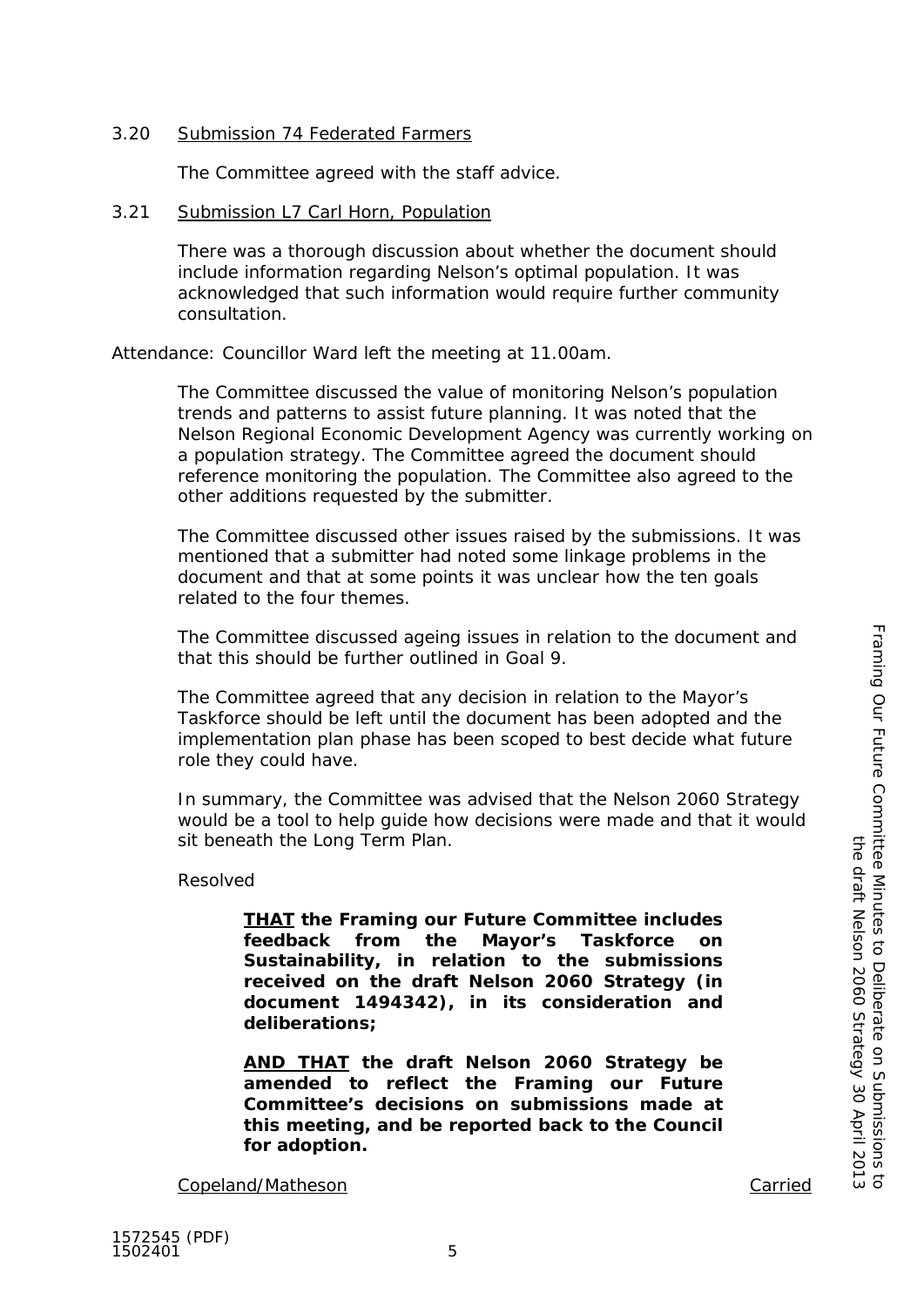3.20 Submission 74 Federated Farmers

The Committee agreed with the staff advice.

3.21 Submission L7 Carl Horn, Population

There was a thorough discussion about whether the document should include information regarding Nelson's optimal population. It was acknowledged that such information would require further community consultation.

Attendance: Councillor Ward left the meeting at 11.00am.

The Committee discussed the value of monitoring Nelson's population trends and patterns to assist future planning. It was noted that the Nelson Regional Economic Development Agency was currently working on a population strategy. The Committee agreed the document should reference monitoring the population. The Committee also agreed to the other additions requested by the submitter.

The Committee discussed other issues raised by the submissions. It was mentioned that a submitter had noted some linkage problems in the document and that at some points it was unclear how the ten goals related to the four themes.

The Committee discussed ageing issues in relation to the document and that this should be further outlined in Goal 9.

The Committee agreed that any decision in relation to the Mayor's Taskforce should be left until the document has been adopted and the implementation plan phase has been scoped to best decide what future role they could have.

In summary, the Committee was advised that the Nelson 2060 Strategy would be a tool to help guide how decisions were made and that it would sit beneath the Long Term Plan.

Resolved

**THAT the Framing our Future Committee includes feedback from the Mayor's Taskforce on Sustainability, in relation to the submissions received on the draft Nelson 2060 Strategy (in document 1494342), in its consideration and deliberations;**

**AND THAT the draft Nelson 2060 Strategy be amended to reflect the Framing our Future Committee's decisions on submissions made at this meeting, and be reported back to the Council for adoption.**

Copeland/Matheson — Carried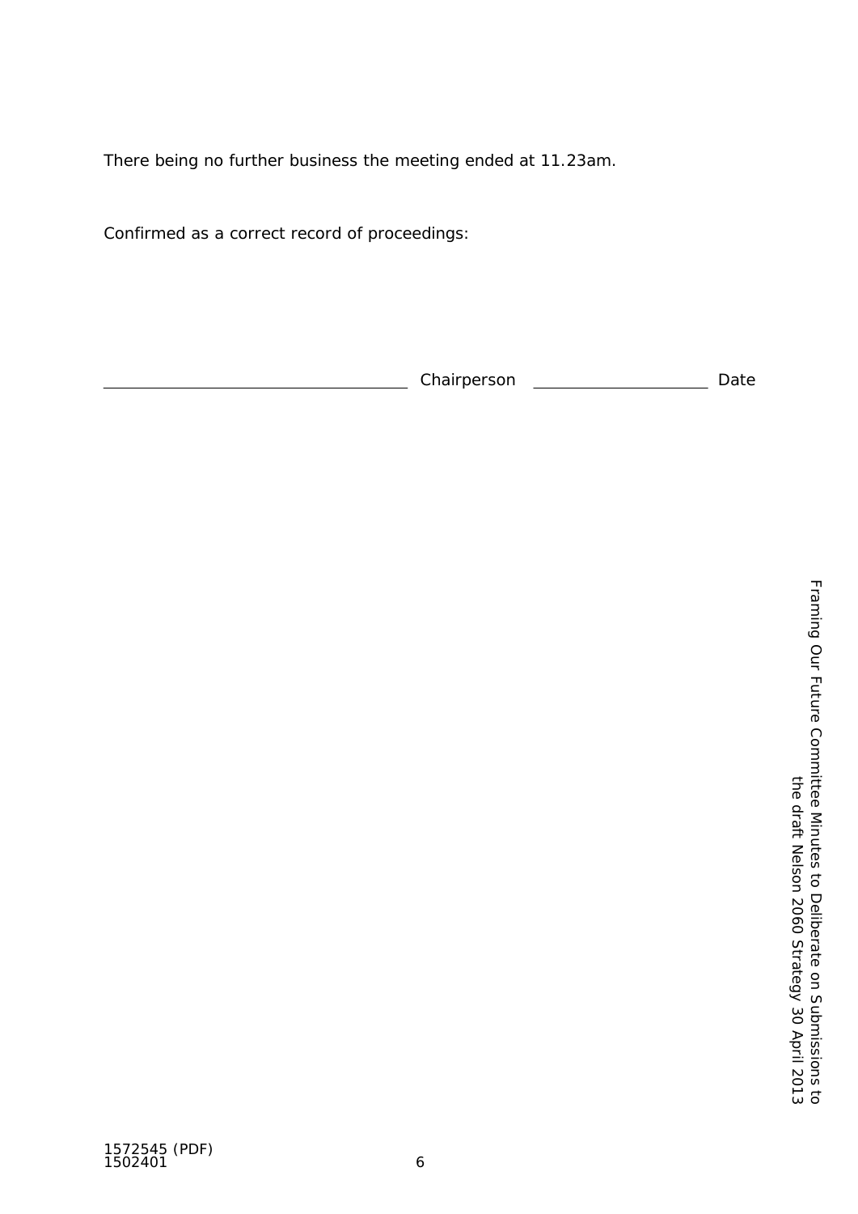There being no further business the meeting ended at 11.23am.

Confirmed as a correct record of proceedings:

\_\_\_\_\_\_\_\_\_\_\_\_\_\_\_\_\_\_\_\_\_\_\_\_\_\_\_\_\_\_\_\_\_\_\_\_ Chairperson \_\_\_\_\_\_\_\_\_\_\_\_\_\_\_\_\_\_\_\_\_ Date